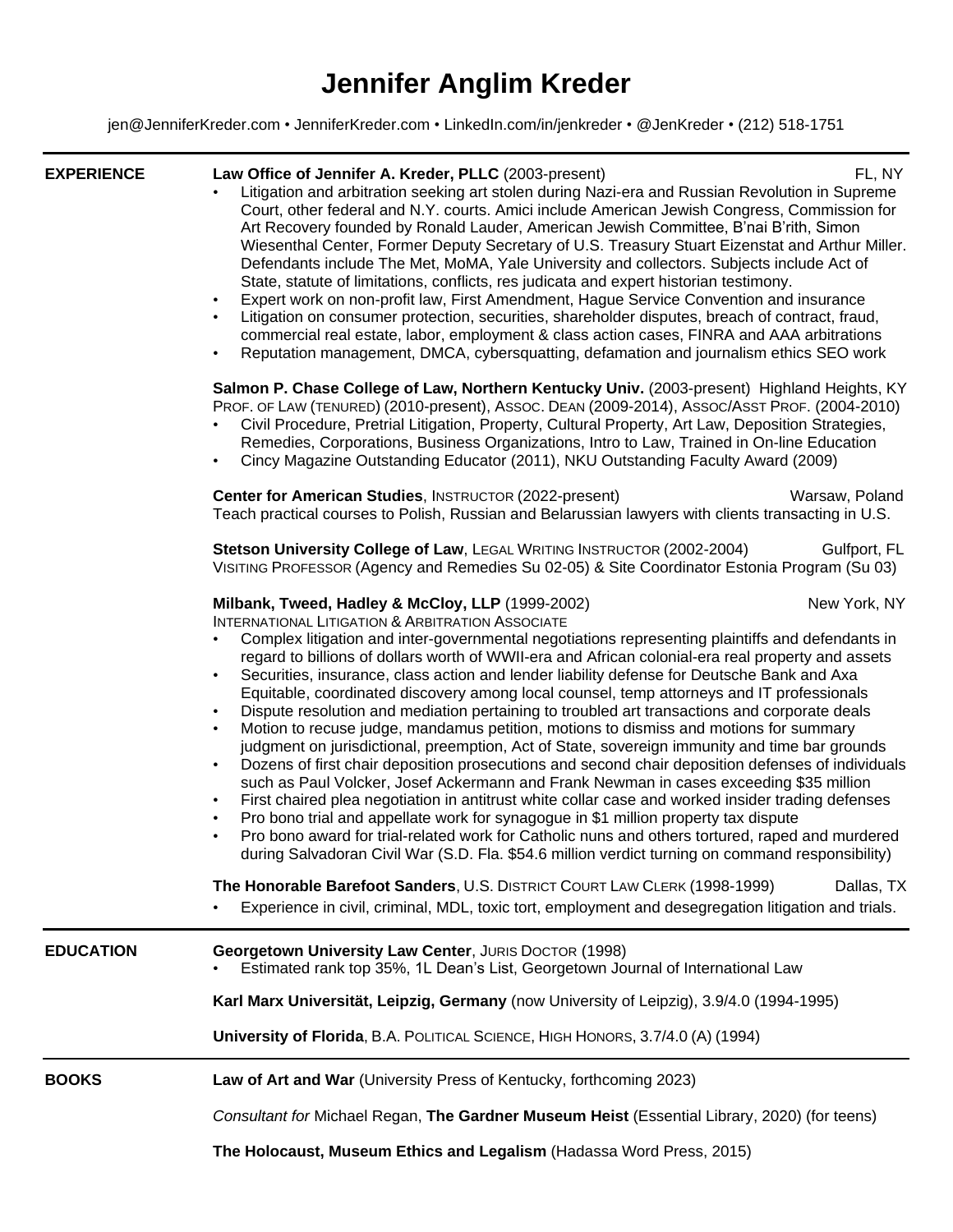# Jennifer Anglim Kreder

jen@JenniferKreder.com • JenniferKreder.com • LinkedIn.com/in/jenkreder • @JenKreder • (212) 518-1751

## EXPERIENCE

**Law Office of Jennifer A. Kreder, PLLC** (2003-present) — FL, NY

- Litigation and arbitration seeking art stolen during Nazi-era and Russian Revolution in Supreme Court, other federal and N.Y. courts. Amici include American Jewish Congress, Commission for Art Recovery founded by Ronald Lauder, American Jewish Committee, B'nai B'rith, Simon Wiesenthal Center, Former Deputy Secretary of U.S. Treasury Stuart Eizenstat and Arthur Miller. Defendants include The Met, MoMA, Yale University and collectors. Subjects include Act of State, statute of limitations, conflicts, res judicata and expert historian testimony.
- Expert work on non-profit law, First Amendment, Hague Service Convention and insurance
- Litigation on consumer protection, securities, shareholder disputes, breach of contract, fraud, commercial real estate, labor, employment & class action cases, FINRA and AAA arbitrations
- Reputation management, DMCA, cybersquatting, defamation and journalism ethics SEO work

**Salmon P. Chase College of Law, Northern Kentucky Univ.** (2003-present) — Highland Heights, KY
PROF. OF LAW (TENURED) (2010-present), ASSOC. DEAN (2009-2014), ASSOC/ASST PROF. (2004-2010)

- Civil Procedure, Pretrial Litigation, Property, Cultural Property, Art Law, Deposition Strategies, Remedies, Corporations, Business Organizations, Intro to Law, Trained in On-line Education
- Cincy Magazine Outstanding Educator (2011), NKU Outstanding Faculty Award (2009)

**Center for American Studies**, INSTRUCTOR (2022-present) — Warsaw, Poland
Teach practical courses to Polish, Russian and Belarussian lawyers with clients transacting in U.S.

**Stetson University College of Law**, LEGAL WRITING INSTRUCTOR (2002-2004) — Gulfport, FL
VISITING PROFESSOR (Agency and Remedies Su 02-05) & Site Coordinator Estonia Program (Su 03)

**Milbank, Tweed, Hadley & McCloy, LLP** (1999-2002) — New York, NY
INTERNATIONAL LITIGATION & ARBITRATION ASSOCIATE

- Complex litigation and inter-governmental negotiations representing plaintiffs and defendants in regard to billions of dollars worth of WWII-era and African colonial-era real property and assets
- Securities, insurance, class action and lender liability defense for Deutsche Bank and Axa Equitable, coordinated discovery among local counsel, temp attorneys and IT professionals
- Dispute resolution and mediation pertaining to troubled art transactions and corporate deals
- Motion to recuse judge, mandamus petition, motions to dismiss and motions for summary judgment on jurisdictional, preemption, Act of State, sovereign immunity and time bar grounds
- Dozens of first chair deposition prosecutions and second chair deposition defenses of individuals such as Paul Volcker, Josef Ackermann and Frank Newman in cases exceeding $35 million
- First chaired plea negotiation in antitrust white collar case and worked insider trading defenses
- Pro bono trial and appellate work for synagogue in $1 million property tax dispute
- Pro bono award for trial-related work for Catholic nuns and others tortured, raped and murdered during Salvadoran Civil War (S.D. Fla. $54.6 million verdict turning on command responsibility)

**The Honorable Barefoot Sanders**, U.S. DISTRICT COURT LAW CLERK (1998-1999) — Dallas, TX

- Experience in civil, criminal, MDL, toxic tort, employment and desegregation litigation and trials.

## EDUCATION

**Georgetown University Law Center**, JURIS DOCTOR (1998)

- Estimated rank top 35%, 1L Dean's List, Georgetown Journal of International Law

**Karl Marx Universität, Leipzig, Germany** (now University of Leipzig), 3.9/4.0 (1994-1995)

**University of Florida**, B.A. POLITICAL SCIENCE, HIGH HONORS, 3.7/4.0 (A) (1994)

## BOOKS

**Law of Art and War** (University Press of Kentucky, forthcoming 2023)

*Consultant for* Michael Regan, **The Gardner Museum Heist** (Essential Library, 2020) (for teens)

**The Holocaust, Museum Ethics and Legalism** (Hadassa Word Press, 2015)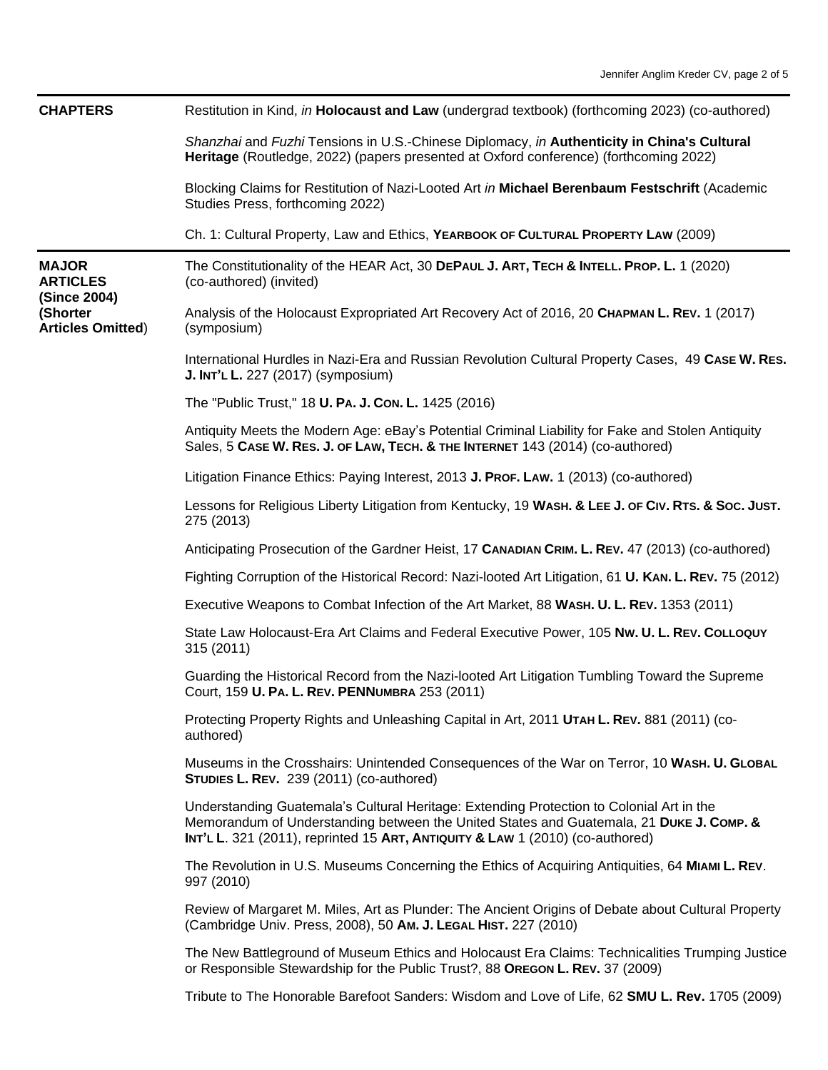## CHAPTERS

Restitution in Kind, *in* **Holocaust and Law** (undergrad textbook) (forthcoming 2023) (co-authored)

*Shanzhai* and *Fuzhi* Tensions in U.S.-Chinese Diplomacy, *in* **Authenticity in China's Cultural Heritage** (Routledge, 2022) (papers presented at Oxford conference) (forthcoming 2022)

Blocking Claims for Restitution of Nazi-Looted Art *in* **Michael Berenbaum Festschrift** (Academic Studies Press, forthcoming 2022)

Ch. 1: Cultural Property, Law and Ethics, **YEARBOOK OF CULTURAL PROPERTY LAW** (2009)

## MAJOR ARTICLES (Since 2004) (Shorter Articles Omitted)

The Constitutionality of the HEAR Act, 30 **DEPAUL J. ART, TECH & INTELL. PROP. L.** 1 (2020) (co-authored) (invited)

Analysis of the Holocaust Expropriated Art Recovery Act of 2016, 20 **CHAPMAN L. REV.** 1 (2017) (symposium)

International Hurdles in Nazi-Era and Russian Revolution Cultural Property Cases, 49 **CASE W. RES. J. INT'L L.** 227 (2017) (symposium)

The "Public Trust," 18 **U. PA. J. CON. L.** 1425 (2016)

Antiquity Meets the Modern Age: eBay's Potential Criminal Liability for Fake and Stolen Antiquity Sales, 5 **CASE W. RES. J. OF LAW, TECH. & THE INTERNET** 143 (2014) (co-authored)

Litigation Finance Ethics: Paying Interest, 2013 **J. PROF. LAW.** 1 (2013) (co-authored)

Lessons for Religious Liberty Litigation from Kentucky, 19 **WASH. & LEE J. OF CIV. RTS. & SOC. JUST.** 275 (2013)

Anticipating Prosecution of the Gardner Heist, 17 **CANADIAN CRIM. L. REV.** 47 (2013) (co-authored)

Fighting Corruption of the Historical Record: Nazi-looted Art Litigation, 61 **U. KAN. L. REV.** 75 (2012)

Executive Weapons to Combat Infection of the Art Market, 88 **WASH. U. L. REV.** 1353 (2011)

State Law Holocaust-Era Art Claims and Federal Executive Power, 105 **NW. U. L. REV. COLLOQUY** 315 (2011)

Guarding the Historical Record from the Nazi-looted Art Litigation Tumbling Toward the Supreme Court, 159 **U. PA. L. REV. PENNUMBRA** 253 (2011)

Protecting Property Rights and Unleashing Capital in Art, 2011 **UTAH L. REV.** 881 (2011) (co-authored)

Museums in the Crosshairs: Unintended Consequences of the War on Terror, 10 **WASH. U. GLOBAL STUDIES L. REV.** 239 (2011) (co-authored)

Understanding Guatemala's Cultural Heritage: Extending Protection to Colonial Art in the Memorandum of Understanding between the United States and Guatemala, 21 **DUKE J. COMP. & INT'L L**. 321 (2011), reprinted 15 **ART, ANTIQUITY & LAW** 1 (2010) (co-authored)

The Revolution in U.S. Museums Concerning the Ethics of Acquiring Antiquities, 64 **MIAMI L. REV**. 997 (2010)

Review of Margaret M. Miles, Art as Plunder: The Ancient Origins of Debate about Cultural Property (Cambridge Univ. Press, 2008), 50 **AM. J. LEGAL HIST.** 227 (2010)

The New Battleground of Museum Ethics and Holocaust Era Claims: Technicalities Trumping Justice or Responsible Stewardship for the Public Trust?, 88 **OREGON L. REV.** 37 (2009)

Tribute to The Honorable Barefoot Sanders: Wisdom and Love of Life, 62 **SMU L. Rev.** 1705 (2009)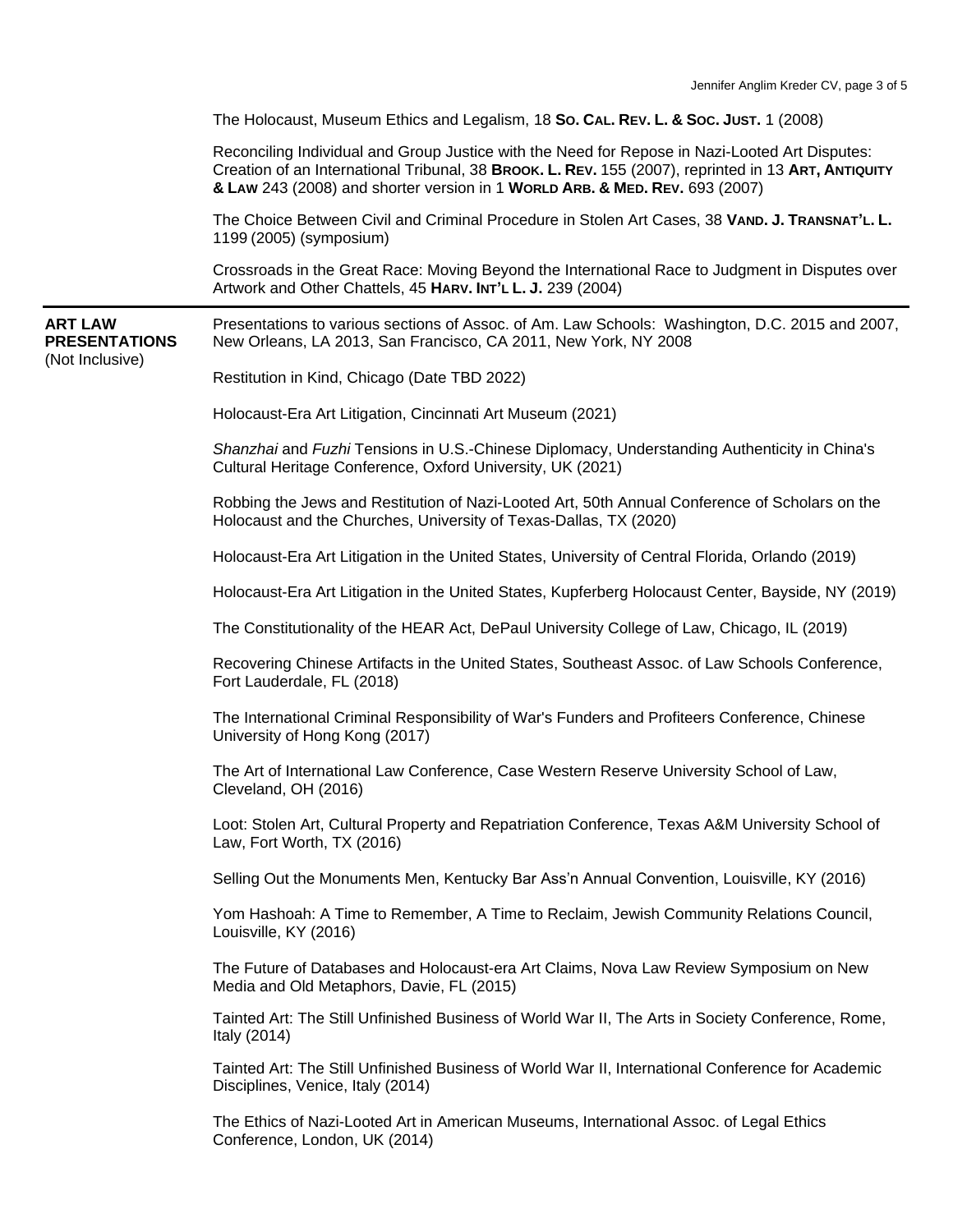The Holocaust, Museum Ethics and Legalism, 18 **So. Cal. Rev. L. & Soc. Just.** 1 (2008)

Reconciling Individual and Group Justice with the Need for Repose in Nazi-Looted Art Disputes: Creation of an International Tribunal, 38 **Brook. L. Rev.** 155 (2007), reprinted in 13 **Art, Antiquity & Law** 243 (2008) and shorter version in 1 **World Arb. & Med. Rev.** 693 (2007)

The Choice Between Civil and Criminal Procedure in Stolen Art Cases, 38 **Vand. J. Transnat'l. L.** 1199 (2005) (symposium)

Crossroads in the Great Race: Moving Beyond the International Race to Judgment in Disputes over Artwork and Other Chattels, 45 **Harv. Int'l L. J.** 239 (2004)

---

**ART LAW PRESENTATIONS** (Not Inclusive)

Presentations to various sections of Assoc. of Am. Law Schools: Washington, D.C. 2015 and 2007, New Orleans, LA 2013, San Francisco, CA 2011, New York, NY 2008

Restitution in Kind, Chicago (Date TBD 2022)

Holocaust-Era Art Litigation, Cincinnati Art Museum (2021)

*Shanzhai* and *Fuzhi* Tensions in U.S.-Chinese Diplomacy, Understanding Authenticity in China's Cultural Heritage Conference, Oxford University, UK (2021)

Robbing the Jews and Restitution of Nazi-Looted Art, 50th Annual Conference of Scholars on the Holocaust and the Churches, University of Texas-Dallas, TX (2020)

Holocaust-Era Art Litigation in the United States, University of Central Florida, Orlando (2019)

Holocaust-Era Art Litigation in the United States, Kupferberg Holocaust Center, Bayside, NY (2019)

The Constitutionality of the HEAR Act, DePaul University College of Law, Chicago, IL (2019)

Recovering Chinese Artifacts in the United States, Southeast Assoc. of Law Schools Conference, Fort Lauderdale, FL (2018)

The International Criminal Responsibility of War's Funders and Profiteers Conference, Chinese University of Hong Kong (2017)

The Art of International Law Conference, Case Western Reserve University School of Law, Cleveland, OH (2016)

Loot: Stolen Art, Cultural Property and Repatriation Conference, Texas A&M University School of Law, Fort Worth, TX (2016)

Selling Out the Monuments Men, Kentucky Bar Ass'n Annual Convention, Louisville, KY (2016)

Yom Hashoah: A Time to Remember, A Time to Reclaim, Jewish Community Relations Council, Louisville, KY (2016)

The Future of Databases and Holocaust-era Art Claims, Nova Law Review Symposium on New Media and Old Metaphors, Davie, FL (2015)

Tainted Art: The Still Unfinished Business of World War II, The Arts in Society Conference, Rome, Italy (2014)

Tainted Art: The Still Unfinished Business of World War II, International Conference for Academic Disciplines, Venice, Italy (2014)

The Ethics of Nazi-Looted Art in American Museums, International Assoc. of Legal Ethics Conference, London, UK (2014)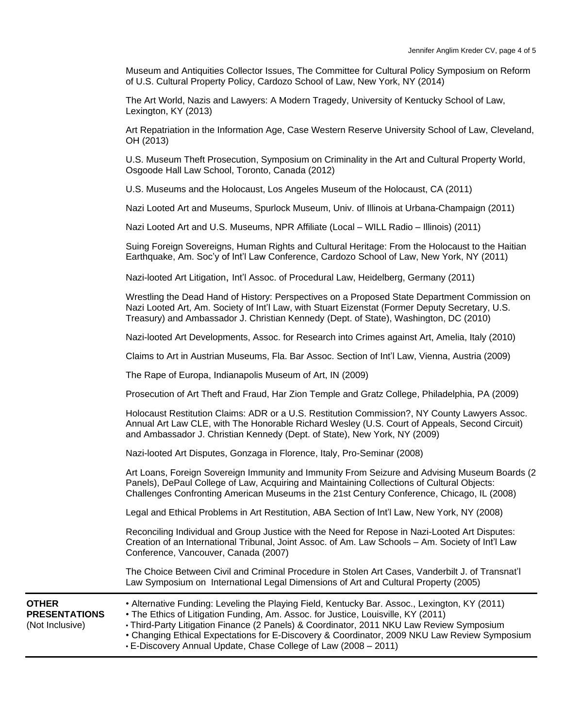Museum and Antiquities Collector Issues, The Committee for Cultural Policy Symposium on Reform of U.S. Cultural Property Policy, Cardozo School of Law, New York, NY (2014)

The Art World, Nazis and Lawyers: A Modern Tragedy, University of Kentucky School of Law, Lexington, KY (2013)

Art Repatriation in the Information Age, Case Western Reserve University School of Law, Cleveland, OH (2013)

U.S. Museum Theft Prosecution, Symposium on Criminality in the Art and Cultural Property World, Osgoode Hall Law School, Toronto, Canada (2012)

U.S. Museums and the Holocaust, Los Angeles Museum of the Holocaust, CA (2011)

Nazi Looted Art and Museums, Spurlock Museum, Univ. of Illinois at Urbana-Champaign (2011)

Nazi Looted Art and U.S. Museums, NPR Affiliate (Local – WILL Radio – Illinois) (2011)

Suing Foreign Sovereigns, Human Rights and Cultural Heritage: From the Holocaust to the Haitian Earthquake, Am. Soc'y of Int'l Law Conference, Cardozo School of Law, New York, NY (2011)

Nazi-looted Art Litigation, Int'l Assoc. of Procedural Law, Heidelberg, Germany (2011)

Wrestling the Dead Hand of History: Perspectives on a Proposed State Department Commission on Nazi Looted Art, Am. Society of Int'l Law, with Stuart Eizenstat (Former Deputy Secretary, U.S. Treasury) and Ambassador J. Christian Kennedy (Dept. of State), Washington, DC (2010)

Nazi-looted Art Developments, Assoc. for Research into Crimes against Art, Amelia, Italy (2010)

Claims to Art in Austrian Museums, Fla. Bar Assoc. Section of Int'l Law, Vienna, Austria (2009)

The Rape of Europa, Indianapolis Museum of Art, IN (2009)

Prosecution of Art Theft and Fraud, Har Zion Temple and Gratz College, Philadelphia, PA (2009)

Holocaust Restitution Claims: ADR or a U.S. Restitution Commission?, NY County Lawyers Assoc. Annual Art Law CLE, with The Honorable Richard Wesley (U.S. Court of Appeals, Second Circuit) and Ambassador J. Christian Kennedy (Dept. of State), New York, NY (2009)

Nazi-looted Art Disputes, Gonzaga in Florence, Italy, Pro-Seminar (2008)

Art Loans, Foreign Sovereign Immunity and Immunity From Seizure and Advising Museum Boards (2 Panels), DePaul College of Law, Acquiring and Maintaining Collections of Cultural Objects: Challenges Confronting American Museums in the 21st Century Conference, Chicago, IL (2008)

Legal and Ethical Problems in Art Restitution, ABA Section of Int'l Law, New York, NY (2008)

Reconciling Individual and Group Justice with the Need for Repose in Nazi-Looted Art Disputes: Creation of an International Tribunal, Joint Assoc. of Am. Law Schools – Am. Society of Int'l Law Conference, Vancouver, Canada (2007)

The Choice Between Civil and Criminal Procedure in Stolen Art Cases, Vanderbilt J. of Transnat'l Law Symposium on International Legal Dimensions of Art and Cultural Property (2005)

---

**OTHER PRESENTATIONS** (Not Inclusive)

- Alternative Funding: Leveling the Playing Field, Kentucky Bar. Assoc., Lexington, KY (2011)
- The Ethics of Litigation Funding, Am. Assoc. for Justice, Louisville, KY (2011)
- Third-Party Litigation Finance (2 Panels) & Coordinator, 2011 NKU Law Review Symposium
- Changing Ethical Expectations for E-Discovery & Coordinator, 2009 NKU Law Review Symposium
- E-Discovery Annual Update, Chase College of Law (2008 – 2011)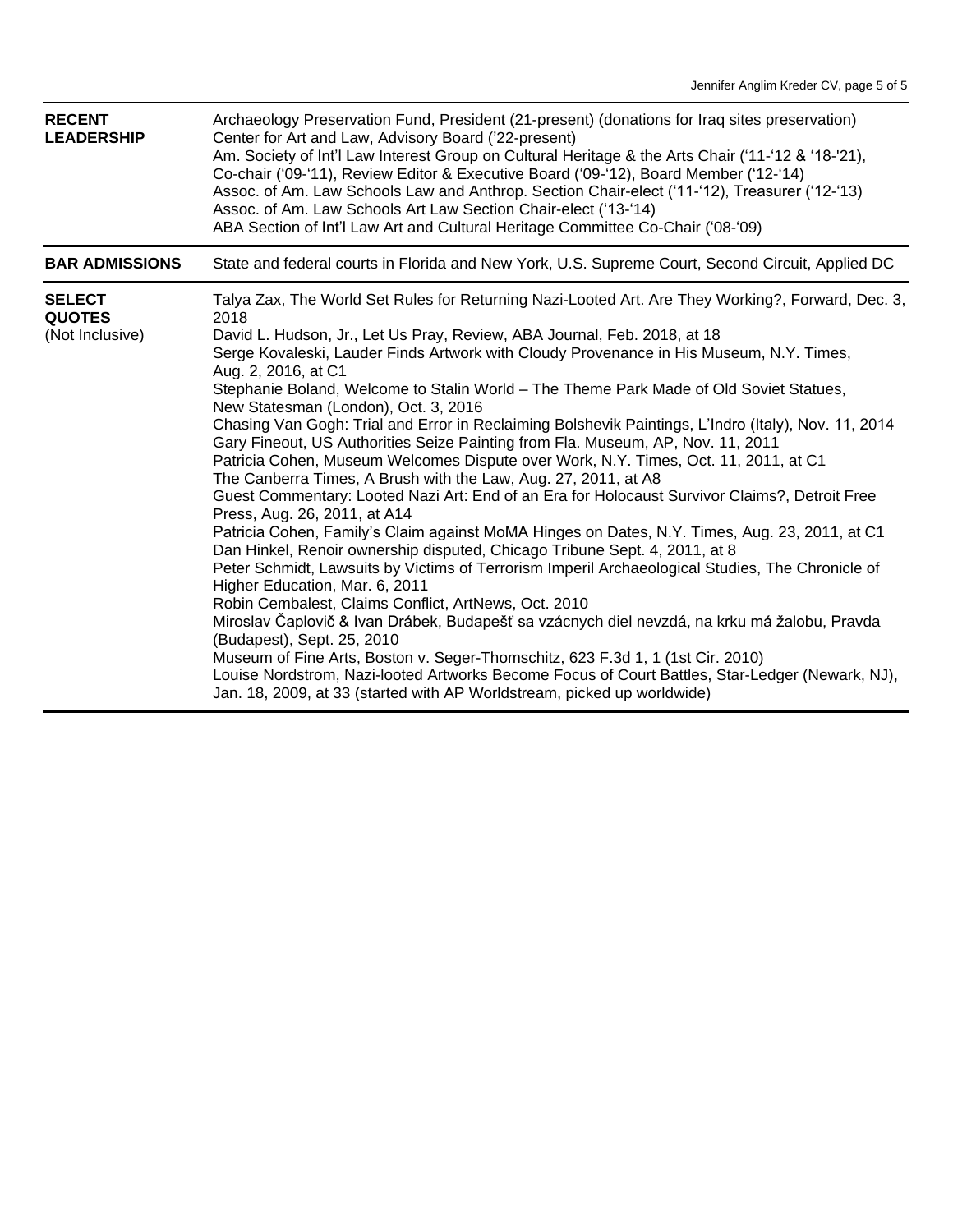| | |
|---|---|
| **RECENT LEADERSHIP** | Archaeology Preservation Fund, President (21-present) (donations for Iraq sites preservation)<br>Center for Art and Law, Advisory Board ('22-present)<br>Am. Society of Int'l Law Interest Group on Cultural Heritage & the Arts Chair ('11-'12 & '18-'21), Co-chair ('09-'11), Review Editor & Executive Board ('09-'12), Board Member ('12-'14)<br>Assoc. of Am. Law Schools Law and Anthrop. Section Chair-elect ('11-'12), Treasurer ('12-'13)<br>Assoc. of Am. Law Schools Art Law Section Chair-elect ('13-'14)<br>ABA Section of Int'l Law Art and Cultural Heritage Committee Co-Chair ('08-'09) |
| **BAR ADMISSIONS** | State and federal courts in Florida and New York, U.S. Supreme Court, Second Circuit, Applied DC |
| **SELECT QUOTES** (Not Inclusive) | Talya Zax, The World Set Rules for Returning Nazi-Looted Art. Are They Working?, Forward, Dec. 3, 2018<br>David L. Hudson, Jr., Let Us Pray, Review, ABA Journal, Feb. 2018, at 18<br>Serge Kovaleski, Lauder Finds Artwork with Cloudy Provenance in His Museum, N.Y. Times, Aug. 2, 2016, at C1<br>Stephanie Boland, Welcome to Stalin World – The Theme Park Made of Old Soviet Statues, New Statesman (London), Oct. 3, 2016<br>Chasing Van Gogh: Trial and Error in Reclaiming Bolshevik Paintings, L'Indro (Italy), Nov. 11, 2014<br>Gary Fineout, US Authorities Seize Painting from Fla. Museum, AP, Nov. 11, 2011<br>Patricia Cohen, Museum Welcomes Dispute over Work, N.Y. Times, Oct. 11, 2011, at C1<br>The Canberra Times, A Brush with the Law, Aug. 27, 2011, at A8<br>Guest Commentary: Looted Nazi Art: End of an Era for Holocaust Survivor Claims?, Detroit Free Press, Aug. 26, 2011, at A14<br>Patricia Cohen, Family's Claim against MoMA Hinges on Dates, N.Y. Times, Aug. 23, 2011, at C1<br>Dan Hinkel, Renoir ownership disputed, Chicago Tribune Sept. 4, 2011, at 8<br>Peter Schmidt, Lawsuits by Victims of Terrorism Imperil Archaeological Studies, The Chronicle of Higher Education, Mar. 6, 2011<br>Robin Cembalest, Claims Conflict, ArtNews, Oct. 2010<br>Miroslav Čaplovič & Ivan Drábek, Budapešť sa vzácnych diel nevzdá, na krku má žalobu, Pravda (Budapest), Sept. 25, 2010<br>Museum of Fine Arts, Boston v. Seger-Thomschitz, 623 F.3d 1, 1 (1st Cir. 2010)<br>Louise Nordstrom, Nazi-looted Artworks Become Focus of Court Battles, Star-Ledger (Newark, NJ), Jan. 18, 2009, at 33 (started with AP Worldstream, picked up worldwide) |